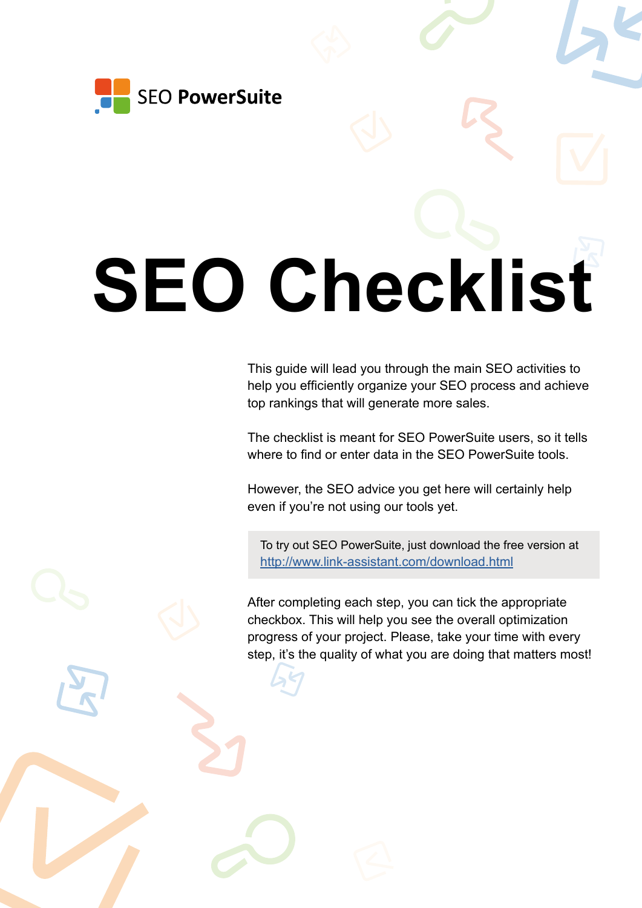SEO PowerSuite

# SEO Checklist

This guide will lead you through the main SEO activities to help you efficiently organize your SEO process and achieve top rankings that will generate more sales.

The checklist is meant for SEO PowerSuite users, so it tells where to find or enter data in the SEO PowerSuite tools.

However, the SEO advice you get here will certainly help even if you're not using our tools yet.

> To try out SEO PowerSuite, just download the free version at [http://www.link-assistant.com/download.html](http://www.link-assistant.com/download.html)

After completing each step, you can tick the appropriate checkbox. This will help you see the overall optimization progress of your project. Please, take your time with every step, it's the quality of what you are doing that matters most!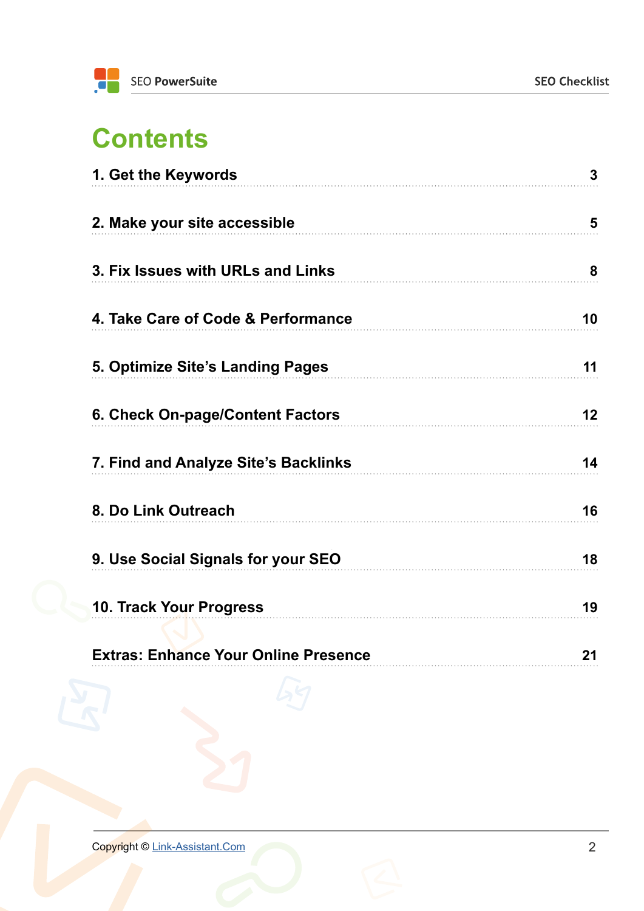# Contents

| | |
|---|---|
| 1. Get the Keywords | 3 |
| 2. Make your site accessible | 5 |
| 3. Fix Issues with URLs and Links | 8 |
| 4. Take Care of Code & Performance | 10 |
| 5. Optimize Site's Landing Pages | 11 |
| 6. Check On-page/Content Factors | 12 |
| 7. Find and Analyze Site's Backlinks | 14 |
| 8. Do Link Outreach | 16 |
| 9. Use Social Signals for your SEO | 18 |
| 10. Track Your Progress | 19 |
| Extras: Enhance Your Online Presence | 21 |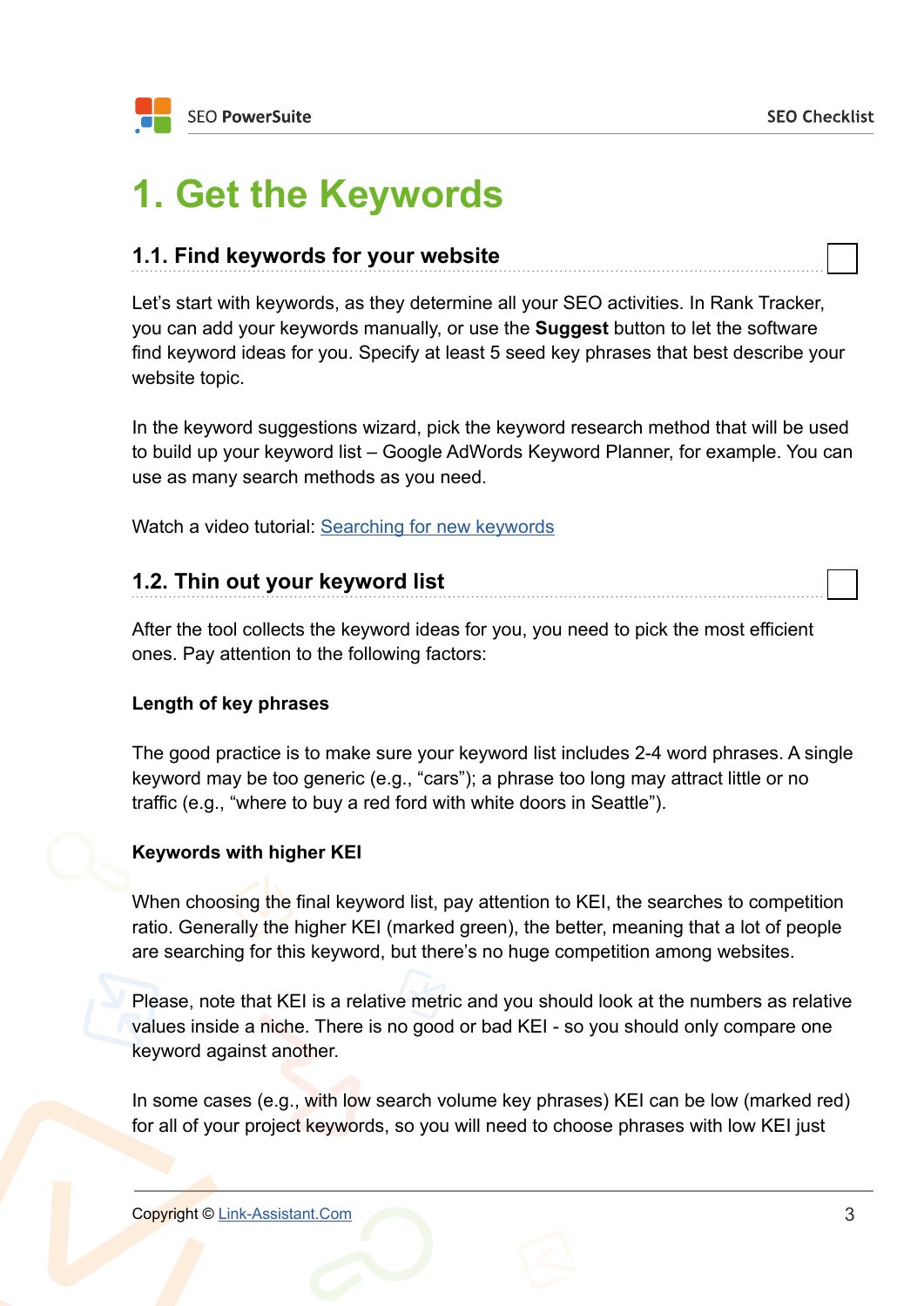# 1. Get the Keywords

## 1.1. Find keywords for your website

Let's start with keywords, as they determine all your SEO activities. In Rank Tracker, you can add your keywords manually, or use the **Suggest** button to let the software find keyword ideas for you. Specify at least 5 seed key phrases that best describe your website topic.

In the keyword suggestions wizard, pick the keyword research method that will be used to build up your keyword list – Google AdWords Keyword Planner, for example. You can use as many search methods as you need.

Watch a video tutorial: [Searching for new keywords]()

## 1.2. Thin out your keyword list

After the tool collects the keyword ideas for you, you need to pick the most efficient ones. Pay attention to the following factors:

**Length of key phrases**

The good practice is to make sure your keyword list includes 2-4 word phrases. A single keyword may be too generic (e.g., "cars"); a phrase too long may attract little or no traffic (e.g., "where to buy a red ford with white doors in Seattle").

**Keywords with higher KEI**

When choosing the final keyword list, pay attention to KEI, the searches to competition ratio. Generally the higher KEI (marked green), the better, meaning that a lot of people are searching for this keyword, but there's no huge competition among websites.

Please, note that KEI is a relative metric and you should look at the numbers as relative values inside a niche. There is no good or bad KEI - so you should only compare one keyword against another.

In some cases (e.g., with low search volume key phrases) KEI can be low (marked red) for all of your project keywords, so you will need to choose phrases with low KEI just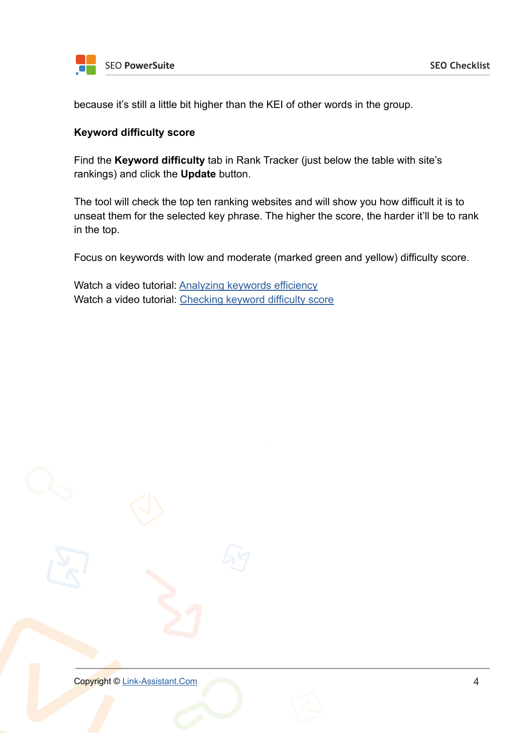because it's still a little bit higher than the KEI of other words in the group.

**Keyword difficulty score**

Find the **Keyword difficulty** tab in Rank Tracker (just below the table with site's rankings) and click the **Update** button.

The tool will check the top ten ranking websites and will show you how difficult it is to unseat them for the selected key phrase. The higher the score, the harder it'll be to rank in the top.

Focus on keywords with low and moderate (marked green and yellow) difficulty score.

Watch a video tutorial: Analyzing keywords efficiency
Watch a video tutorial: Checking keyword difficulty score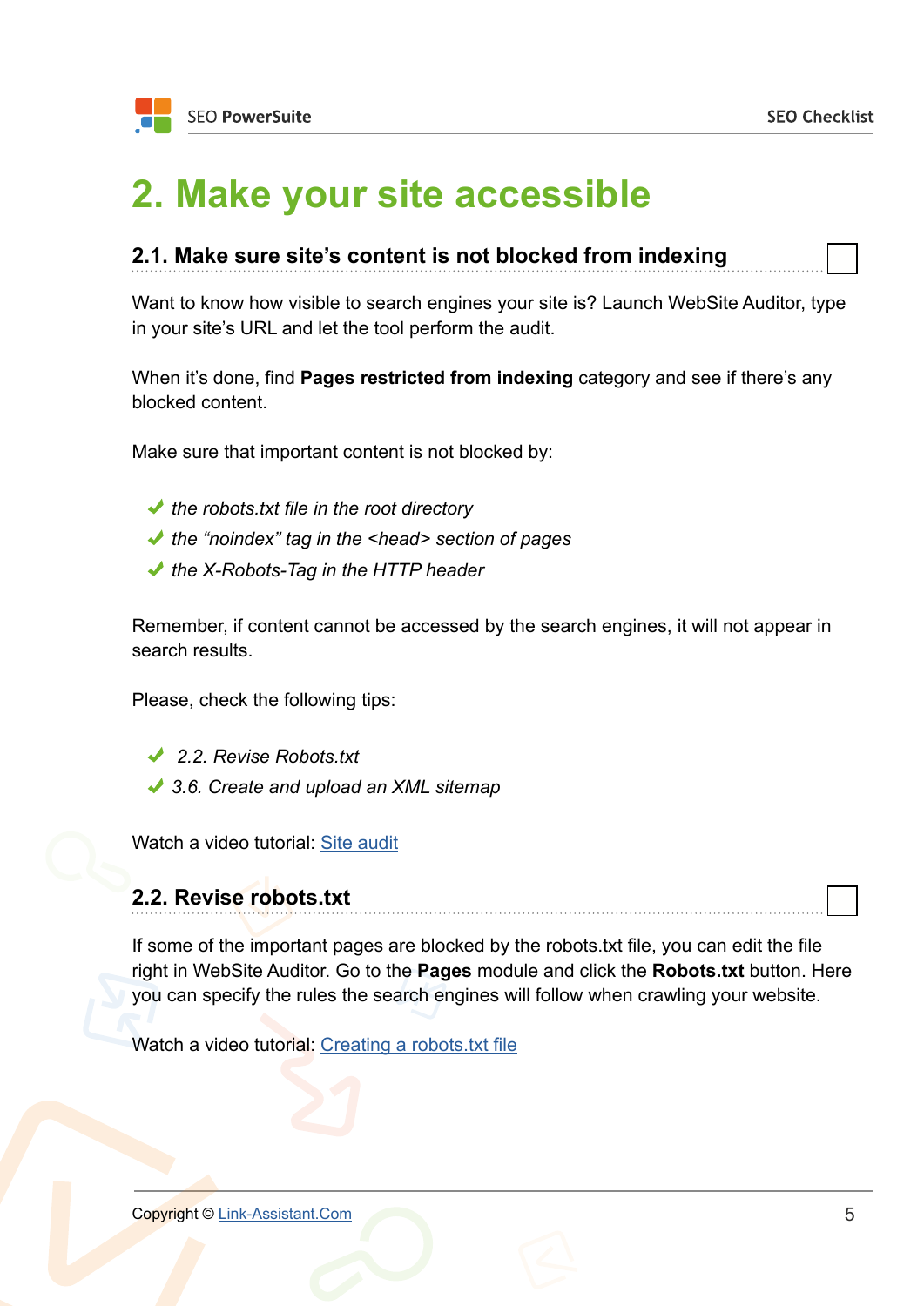# 2. Make your site accessible

## 2.1. Make sure site's content is not blocked from indexing

Want to know how visible to search engines your site is? Launch WebSite Auditor, type in your site's URL and let the tool perform the audit.

When it's done, find **Pages restricted from indexing** category and see if there's any blocked content.

Make sure that important content is not blocked by:

- ✔ *the robots.txt file in the root directory*
- ✔ *the "noindex" tag in the <head> section of pages*
- ✔ *the X-Robots-Tag in the HTTP header*

Remember, if content cannot be accessed by the search engines, it will not appear in search results.

Please, check the following tips:

- ✔ *2.2. Revise Robots.txt*
- ✔ *3.6. Create and upload an XML sitemap*

Watch a video tutorial: [Site audit]

## 2.2. Revise robots.txt

If some of the important pages are blocked by the robots.txt file, you can edit the file right in WebSite Auditor. Go to the **Pages** module and click the **Robots.txt** button. Here you can specify the rules the search engines will follow when crawling your website.

Watch a video tutorial: [Creating a robots.txt file]

Copyright © Link-Assistant.Com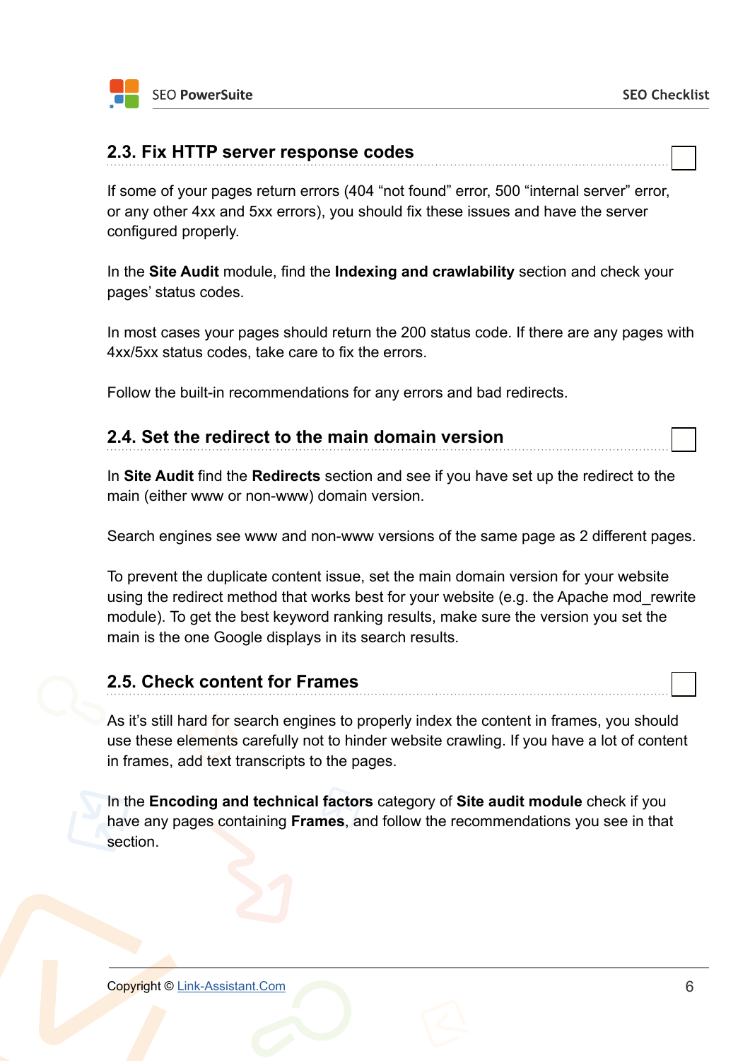## 2.3. Fix HTTP server response codes

If some of your pages return errors (404 “not found” error, 500 “internal server” error, or any other 4xx and 5xx errors), you should fix these issues and have the server configured properly.

In the **Site Audit** module, find the **Indexing and crawlability** section and check your pages’ status codes.

In most cases your pages should return the 200 status code. If there are any pages with 4xx/5xx status codes, take care to fix the errors.

Follow the built-in recommendations for any errors and bad redirects.

## 2.4. Set the redirect to the main domain version

In **Site Audit** find the **Redirects** section and see if you have set up the redirect to the main (either www or non-www) domain version.

Search engines see www and non-www versions of the same page as 2 different pages.

To prevent the duplicate content issue, set the main domain version for your website using the redirect method that works best for your website (e.g. the Apache mod_rewrite module). To get the best keyword ranking results, make sure the version you set the main is the one Google displays in its search results.

## 2.5. Check content for Frames

As it’s still hard for search engines to properly index the content in frames, you should use these elements carefully not to hinder website crawling. If you have a lot of content in frames, add text transcripts to the pages.

In the **Encoding and technical factors** category of **Site audit module** check if you have any pages containing **Frames**, and follow the recommendations you see in that section.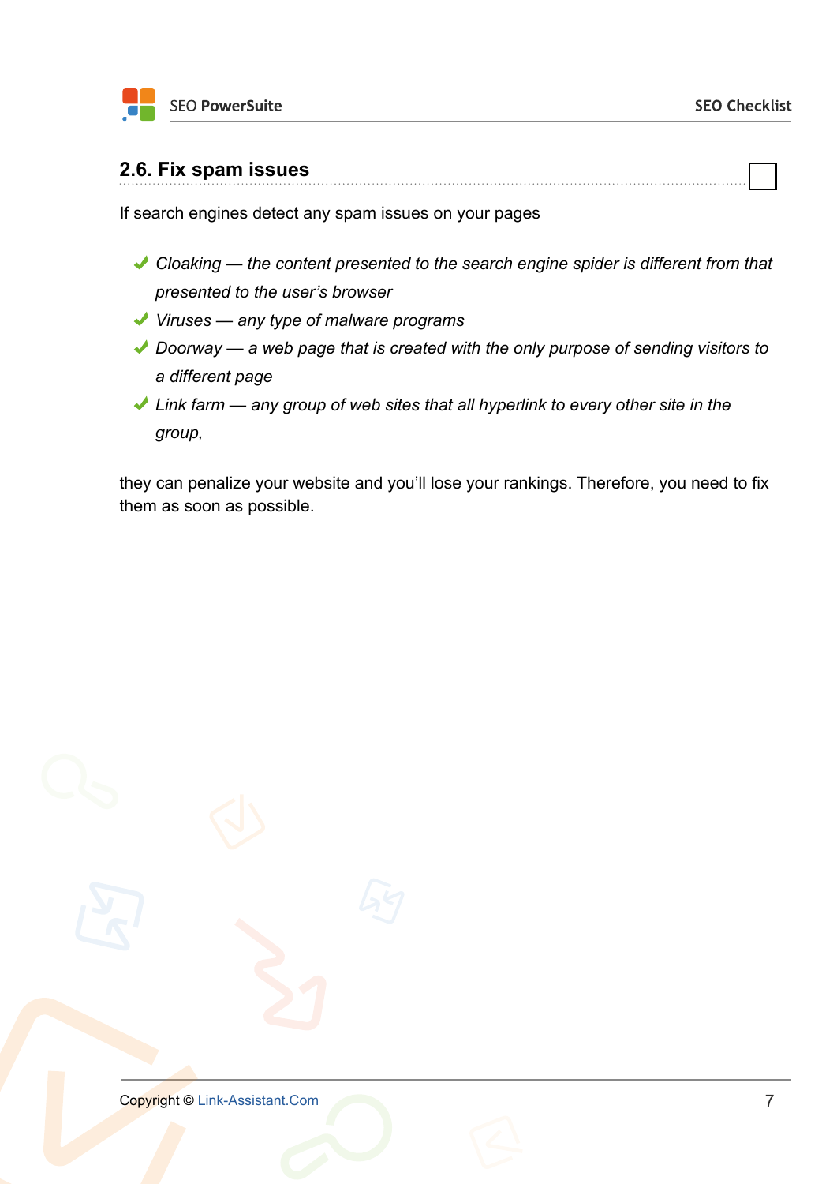## 2.6. Fix spam issues

If search engines detect any spam issues on your pages

- *Cloaking — the content presented to the search engine spider is different from that presented to the user's browser*
- *Viruses — any type of malware programs*
- *Doorway — a web page that is created with the only purpose of sending visitors to a different page*
- *Link farm — any group of web sites that all hyperlink to every other site in the group,*

they can penalize your website and you'll lose your rankings. Therefore, you need to fix them as soon as possible.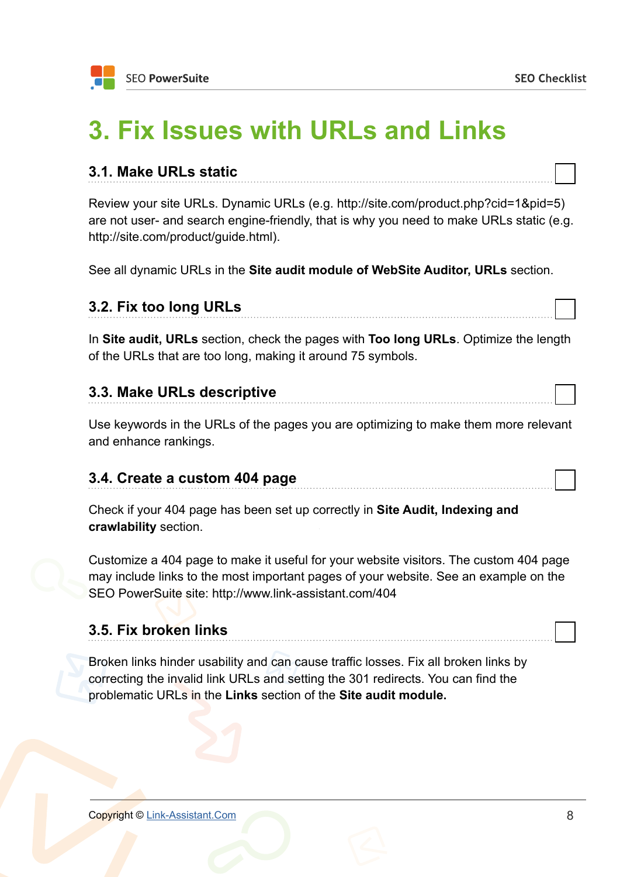# 3. Fix Issues with URLs and Links

## 3.1. Make URLs static

Review your site URLs. Dynamic URLs (e.g. http://site.com/product.php?cid=1&pid=5) are not user- and search engine-friendly, that is why you need to make URLs static (e.g. http://site.com/product/guide.html).

See all dynamic URLs in the **Site audit module of WebSite Auditor, URLs** section.

## 3.2. Fix too long URLs

In **Site audit, URLs** section, check the pages with **Too long URLs**. Optimize the length of the URLs that are too long, making it around 75 symbols.

## 3.3. Make URLs descriptive

Use keywords in the URLs of the pages you are optimizing to make them more relevant and enhance rankings.

## 3.4. Create a custom 404 page

Check if your 404 page has been set up correctly in **Site Audit, Indexing and crawlability** section.

Customize a 404 page to make it useful for your website visitors. The custom 404 page may include links to the most important pages of your website. See an example on the SEO PowerSuite site: http://www.link-assistant.com/404

## 3.5. Fix broken links

Broken links hinder usability and can cause traffic losses. Fix all broken links by correcting the invalid link URLs and setting the 301 redirects. You can find the problematic URLs in the **Links** section of the **Site audit module.**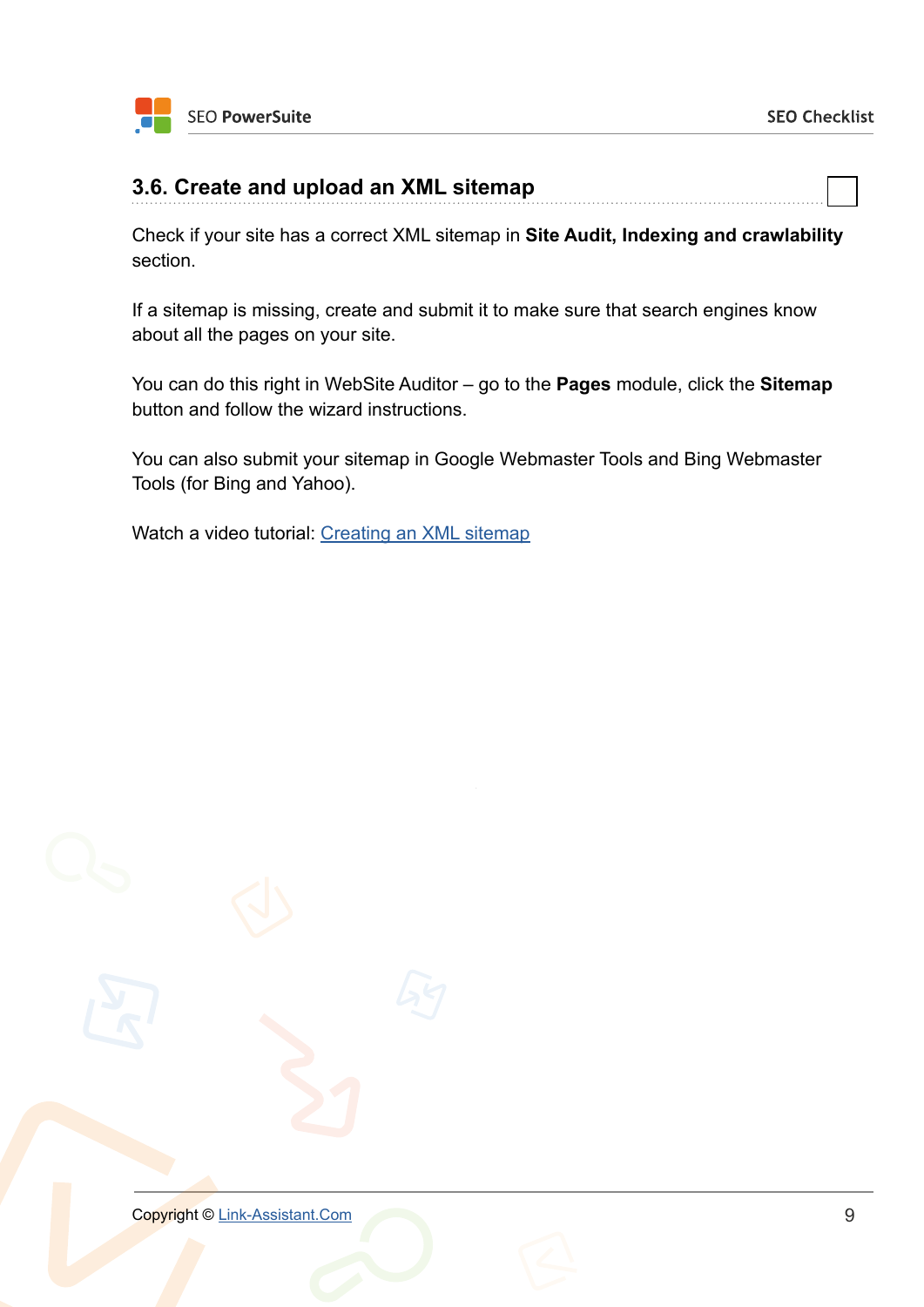### 3.6. Create and upload an XML sitemap

Check if your site has a correct XML sitemap in **Site Audit, Indexing and crawlability** section.

If a sitemap is missing, create and submit it to make sure that search engines know about all the pages on your site.

You can do this right in WebSite Auditor – go to the **Pages** module, click the **Sitemap** button and follow the wizard instructions.

You can also submit your sitemap in Google Webmaster Tools and Bing Webmaster Tools (for Bing and Yahoo).

Watch a video tutorial: Creating an XML sitemap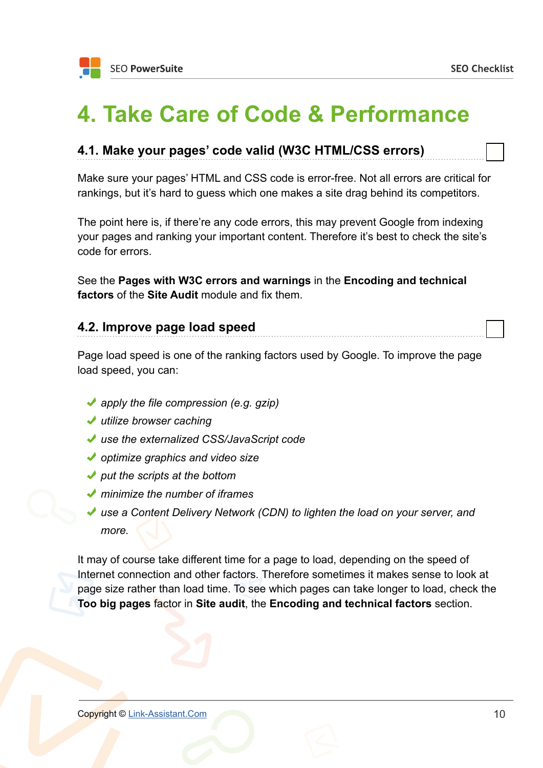# 4. Take Care of Code & Performance

## 4.1. Make your pages' code valid (W3C HTML/CSS errors)

Make sure your pages' HTML and CSS code is error-free. Not all errors are critical for rankings, but it's hard to guess which one makes a site drag behind its competitors.

The point here is, if there're any code errors, this may prevent Google from indexing your pages and ranking your important content. Therefore it's best to check the site's code for errors.

See the **Pages with W3C errors and warnings** in the **Encoding and technical factors** of the **Site Audit** module and fix them.

## 4.2. Improve page load speed

Page load speed is one of the ranking factors used by Google. To improve the page load speed, you can:

- *apply the file compression (e.g. gzip)*
- *utilize browser caching*
- *use the externalized CSS/JavaScript code*
- *optimize graphics and video size*
- *put the scripts at the bottom*
- *minimize the number of iframes*
- *use a Content Delivery Network (CDN) to lighten the load on your server, and more.*

It may of course take different time for a page to load, depending on the speed of Internet connection and other factors. Therefore sometimes it makes sense to look at page size rather than load time. To see which pages can take longer to load, check the **Too big pages** factor in **Site audit**, the **Encoding and technical factors** section.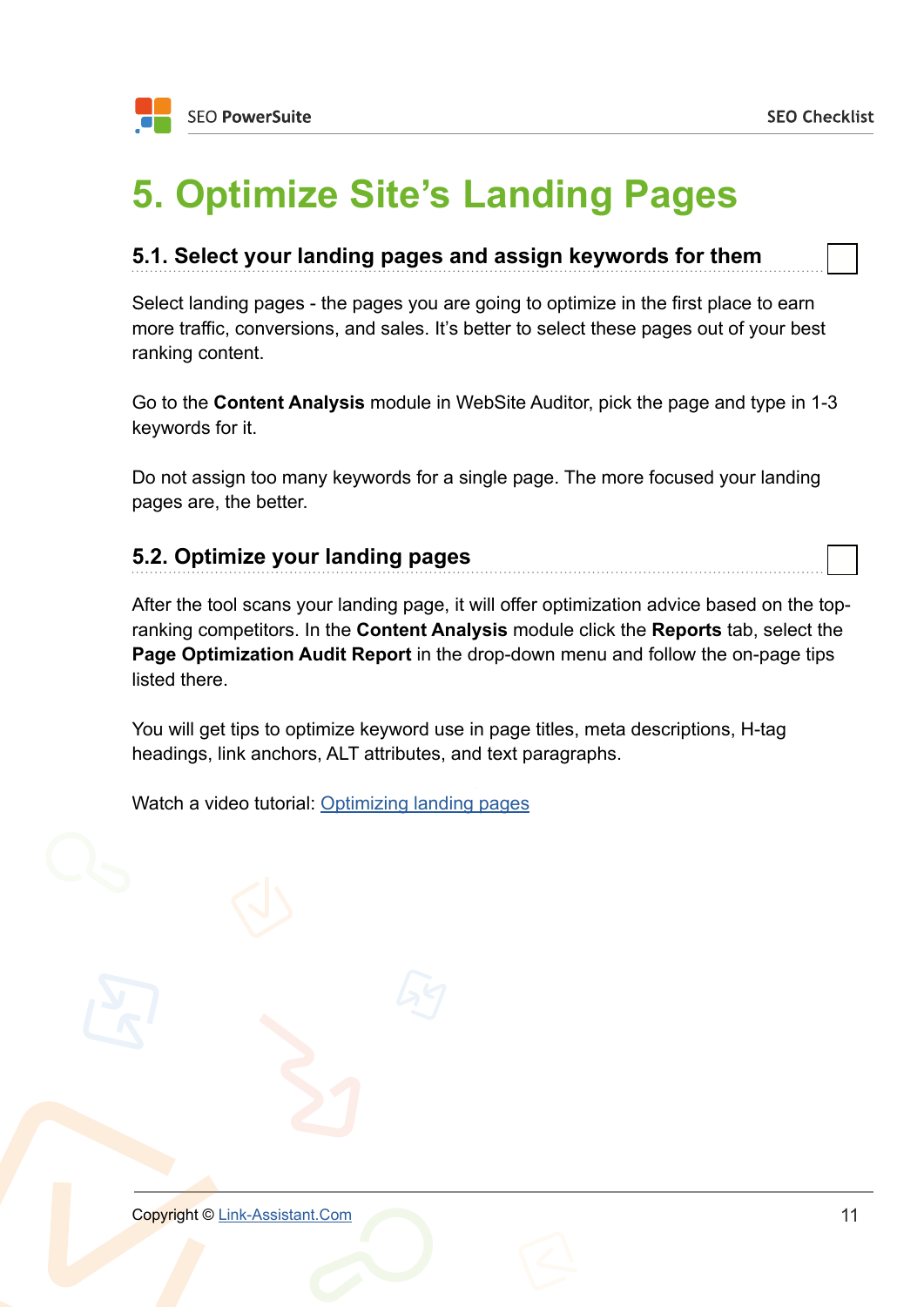# 5. Optimize Site's Landing Pages

## 5.1. Select your landing pages and assign keywords for them

Select landing pages - the pages you are going to optimize in the first place to earn more traffic, conversions, and sales. It's better to select these pages out of your best ranking content.

Go to the **Content Analysis** module in WebSite Auditor, pick the page and type in 1-3 keywords for it.

Do not assign too many keywords for a single page. The more focused your landing pages are, the better.

## 5.2. Optimize your landing pages

After the tool scans your landing page, it will offer optimization advice based on the top-ranking competitors. In the **Content Analysis** module click the **Reports** tab, select the **Page Optimization Audit Report** in the drop-down menu and follow the on-page tips listed there.

You will get tips to optimize keyword use in page titles, meta descriptions, H-tag headings, link anchors, ALT attributes, and text paragraphs.

Watch a video tutorial: Optimizing landing pages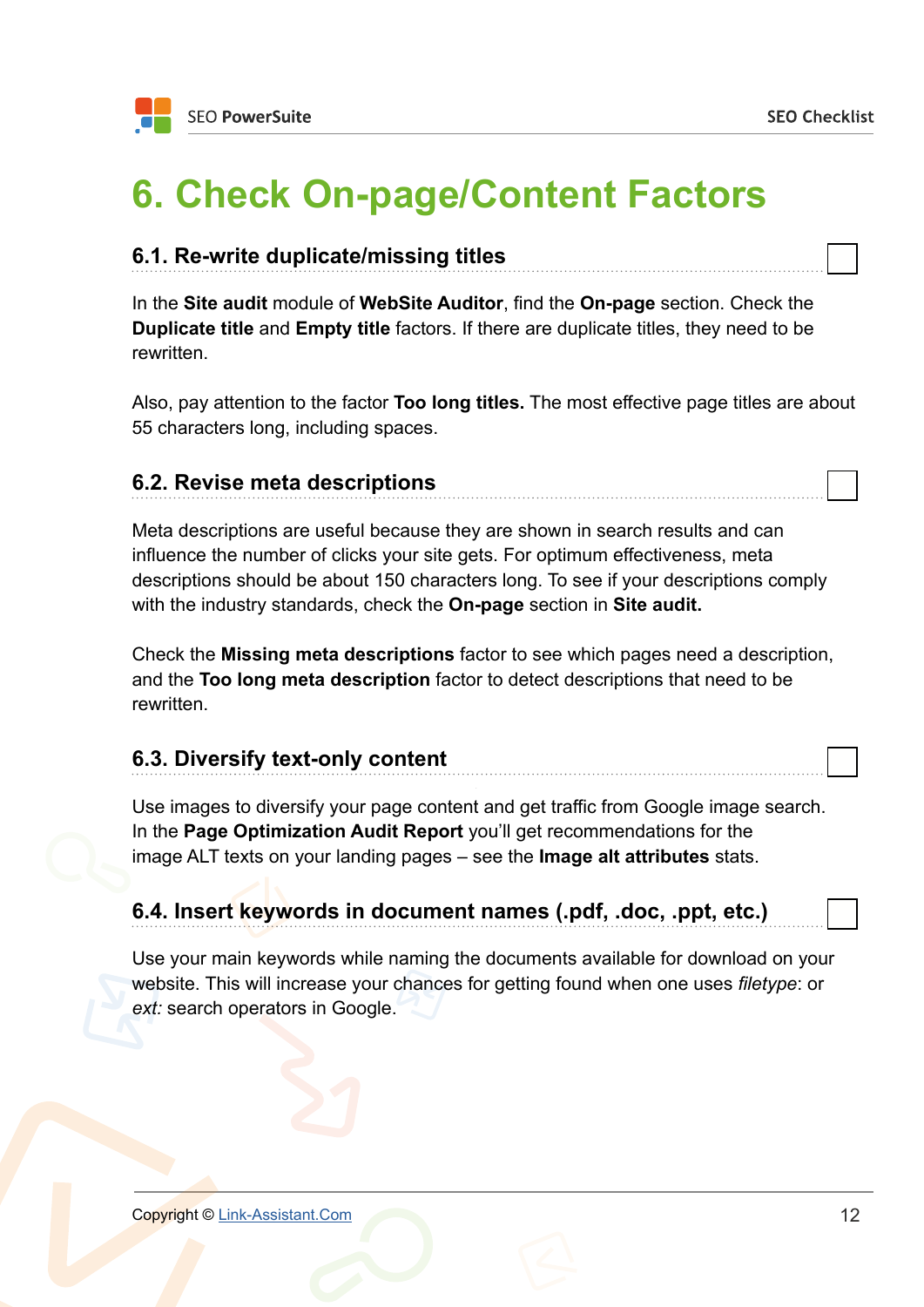# 6. Check On-page/Content Factors

## 6.1. Re-write duplicate/missing titles

In the **Site audit** module of **WebSite Auditor**, find the **On-page** section. Check the **Duplicate title** and **Empty title** factors. If there are duplicate titles, they need to be rewritten.

Also, pay attention to the factor **Too long titles.** The most effective page titles are about 55 characters long, including spaces.

## 6.2. Revise meta descriptions

Meta descriptions are useful because they are shown in search results and can influence the number of clicks your site gets. For optimum effectiveness, meta descriptions should be about 150 characters long. To see if your descriptions comply with the industry standards, check the **On-page** section in **Site audit.**

Check the **Missing meta descriptions** factor to see which pages need a description, and the **Too long meta description** factor to detect descriptions that need to be rewritten.

## 6.3. Diversify text-only content

Use images to diversify your page content and get traffic from Google image search. In the **Page Optimization Audit Report** you'll get recommendations for the image ALT texts on your landing pages – see the **Image alt attributes** stats.

## 6.4. Insert keywords in document names (.pdf, .doc, .ppt, etc.)

Use your main keywords while naming the documents available for download on your website. This will increase your chances for getting found when one uses *filetype*: or *ext:* search operators in Google.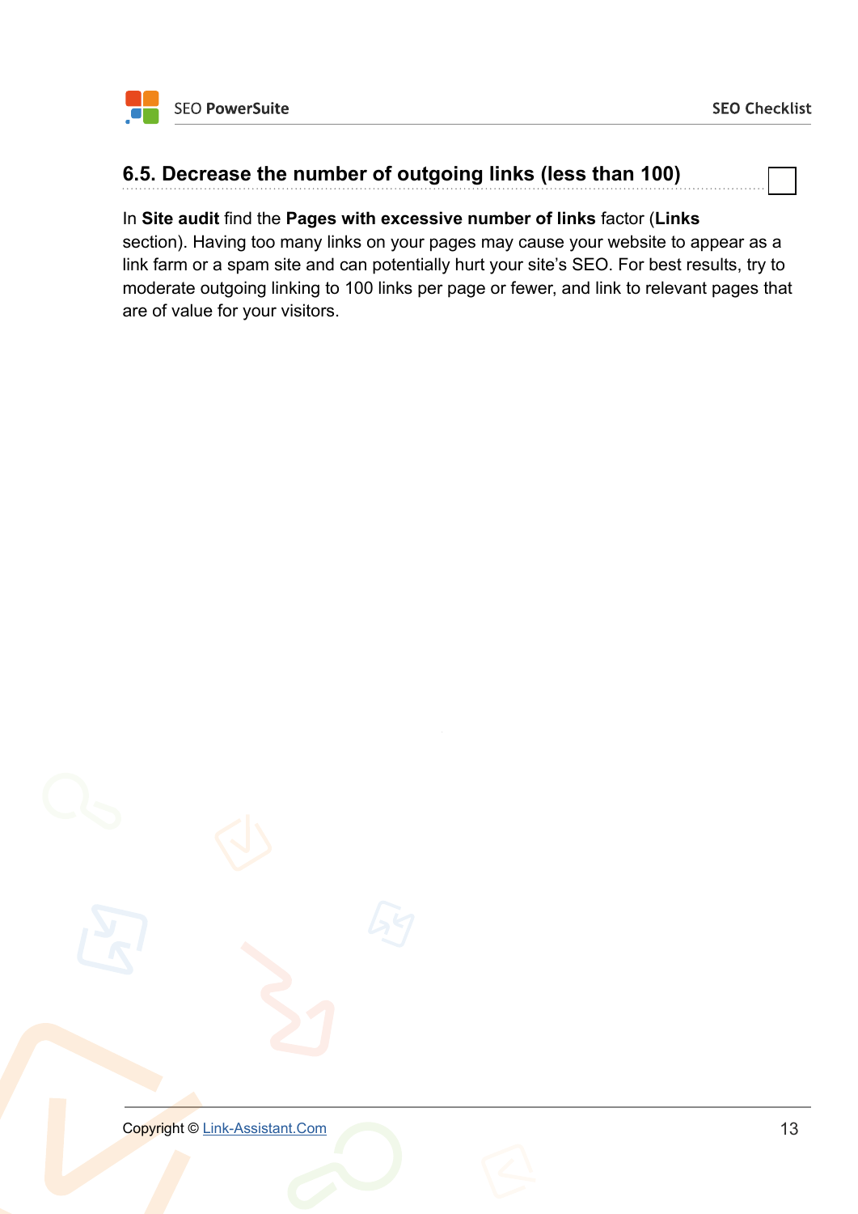### 6.5. Decrease the number of outgoing links (less than 100)

In **Site audit** find the **Pages with excessive number of links** factor (**Links** section). Having too many links on your pages may cause your website to appear as a link farm or a spam site and can potentially hurt your site's SEO. For best results, try to moderate outgoing linking to 100 links per page or fewer, and link to relevant pages that are of value for your visitors.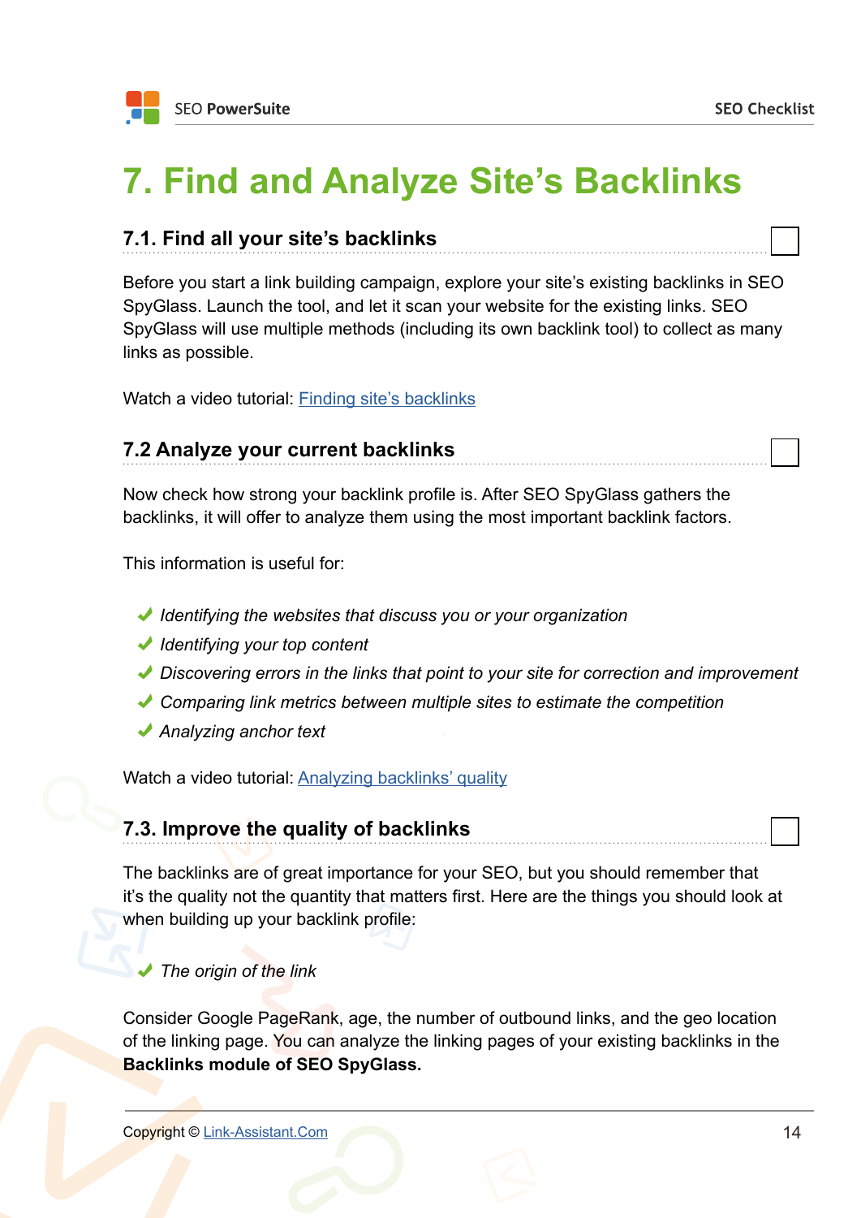# 7. Find and Analyze Site's Backlinks

## 7.1. Find all your site's backlinks

Before you start a link building campaign, explore your site's existing backlinks in SEO SpyGlass. Launch the tool, and let it scan your website for the existing links. SEO SpyGlass will use multiple methods (including its own backlink tool) to collect as many links as possible.

Watch a video tutorial: [Finding site's backlinks]()

## 7.2 Analyze your current backlinks

Now check how strong your backlink profile is. After SEO SpyGlass gathers the backlinks, it will offer to analyze them using the most important backlink factors.

This information is useful for:

- ✔ *Identifying the websites that discuss you or your organization*
- ✔ *Identifying your top content*
- ✔ *Discovering errors in the links that point to your site for correction and improvement*
- ✔ *Comparing link metrics between multiple sites to estimate the competition*
- ✔ *Analyzing anchor text*

Watch a video tutorial: [Analyzing backlinks' quality]()

## 7.3. Improve the quality of backlinks

The backlinks are of great importance for your SEO, but you should remember that it's the quality not the quantity that matters first. Here are the things you should look at when building up your backlink profile:

- ✔ *The origin of the link*

Consider Google PageRank, age, the number of outbound links, and the geo location of the linking page. You can analyze the linking pages of your existing backlinks in the **Backlinks module of SEO SpyGlass.**

Copyright © [Link-Assistant.Com]()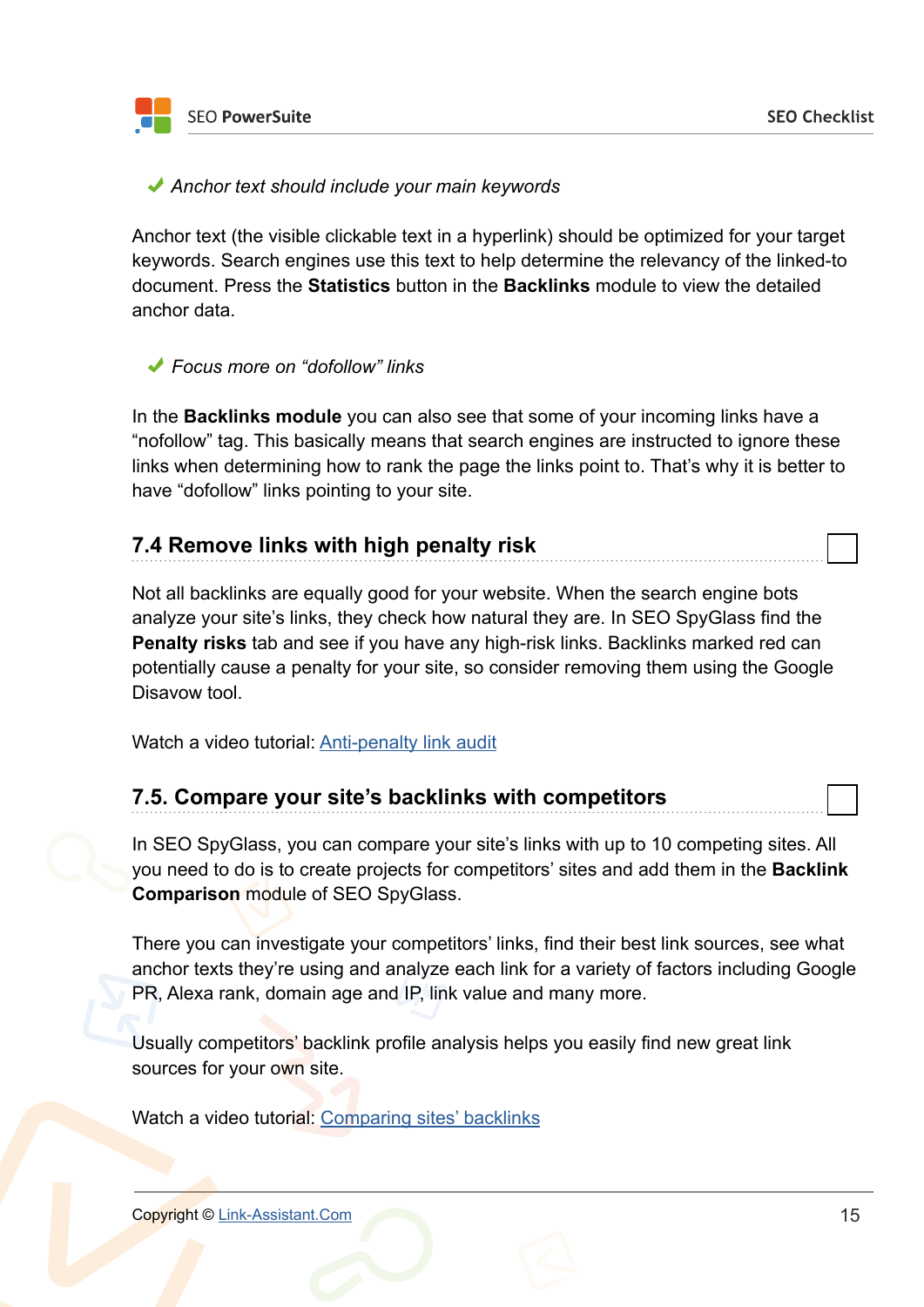✔ *Anchor text should include your main keywords*

Anchor text (the visible clickable text in a hyperlink) should be optimized for your target keywords. Search engines use this text to help determine the relevancy of the linked-to document. Press the **Statistics** button in the **Backlinks** module to view the detailed anchor data.

✔ *Focus more on “dofollow” links*

In the **Backlinks module** you can also see that some of your incoming links have a “nofollow” tag. This basically means that search engines are instructed to ignore these links when determining how to rank the page the links point to. That’s why it is better to have “dofollow” links pointing to your site.

## 7.4 Remove links with high penalty risk

Not all backlinks are equally good for your website. When the search engine bots analyze your site’s links, they check how natural they are. In SEO SpyGlass find the **Penalty risks** tab and see if you have any high-risk links. Backlinks marked red can potentially cause a penalty for your site, so consider removing them using the Google Disavow tool.

Watch a video tutorial: Anti-penalty link audit

## 7.5. Compare your site’s backlinks with competitors

In SEO SpyGlass, you can compare your site’s links with up to 10 competing sites. All you need to do is to create projects for competitors’ sites and add them in the **Backlink Comparison** module of SEO SpyGlass.

There you can investigate your competitors’ links, find their best link sources, see what anchor texts they’re using and analyze each link for a variety of factors including Google PR, Alexa rank, domain age and IP, link value and many more.

Usually competitors’ backlink profile analysis helps you easily find new great link sources for your own site.

Watch a video tutorial: Comparing sites’ backlinks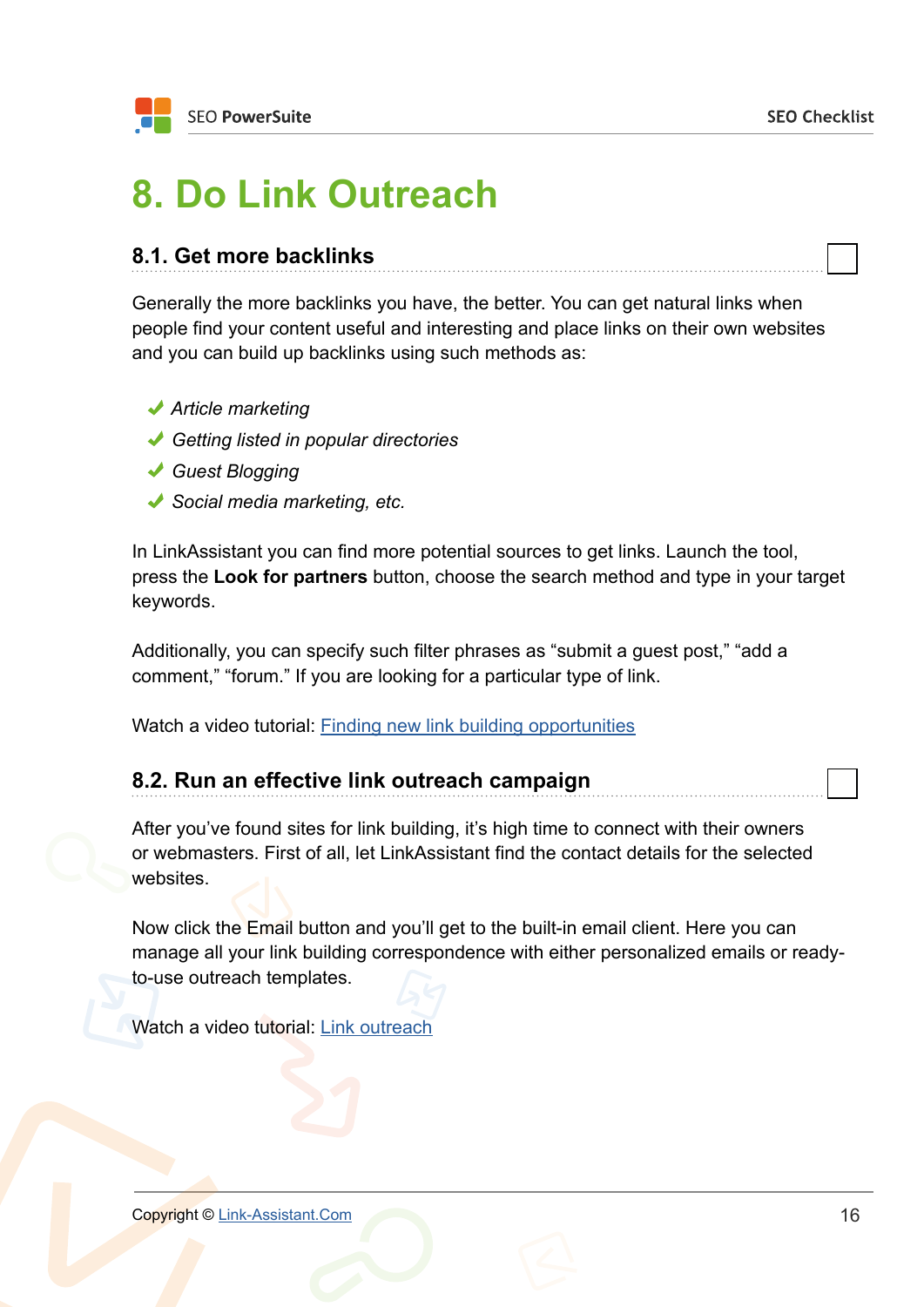# 8. Do Link Outreach

## 8.1. Get more backlinks

Generally the more backlinks you have, the better. You can get natural links when people find your content useful and interesting and place links on their own websites and you can build up backlinks using such methods as:

- *Article marketing*
- *Getting listed in popular directories*
- *Guest Blogging*
- *Social media marketing, etc.*

In LinkAssistant you can find more potential sources to get links. Launch the tool, press the **Look for partners** button, choose the search method and type in your target keywords.

Additionally, you can specify such filter phrases as “submit a guest post,” “add a comment,” “forum.” If you are looking for a particular type of link.

Watch a video tutorial: Finding new link building opportunities

## 8.2. Run an effective link outreach campaign

After you’ve found sites for link building, it’s high time to connect with their owners or webmasters. First of all, let LinkAssistant find the contact details for the selected websites.

Now click the Email button and you’ll get to the built-in email client. Here you can manage all your link building correspondence with either personalized emails or ready-to-use outreach templates.

Watch a video tutorial: Link outreach

Copyright © Link-Assistant.Com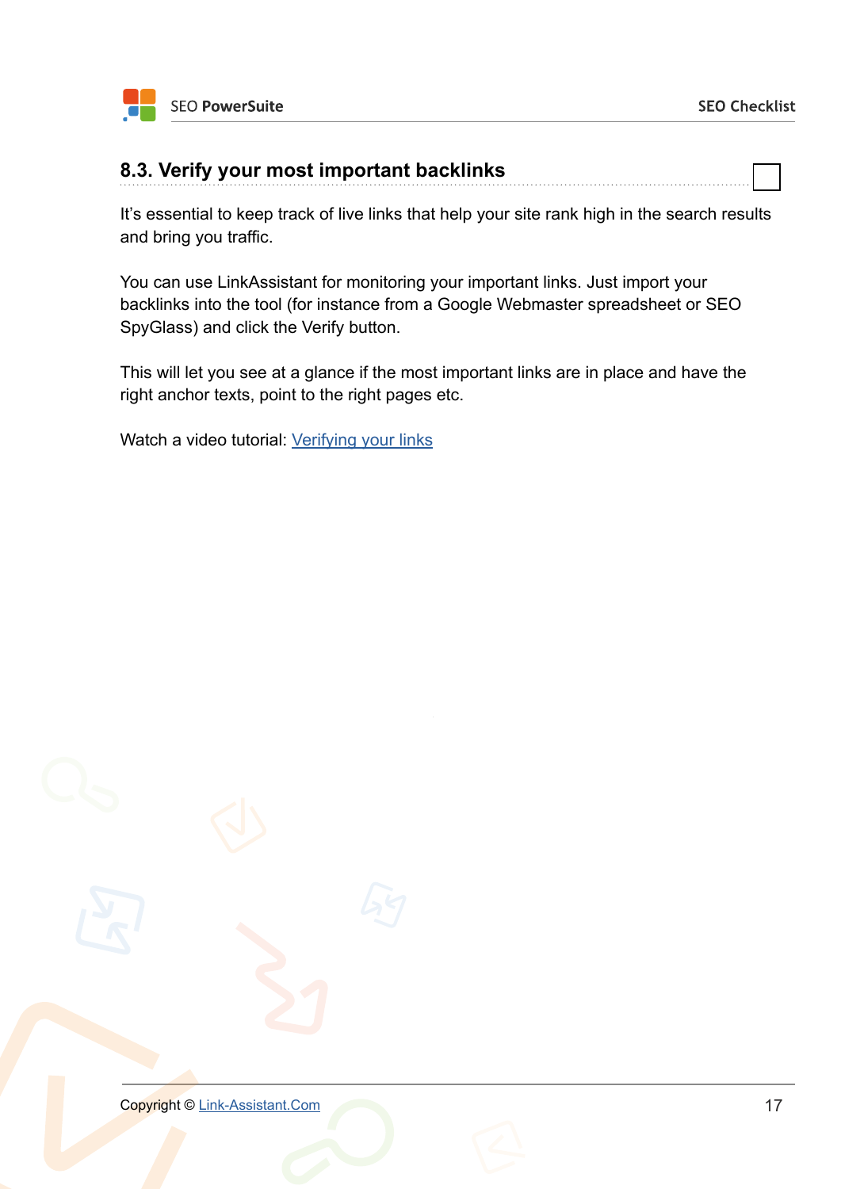## 8.3. Verify your most important backlinks

It's essential to keep track of live links that help your site rank high in the search results and bring you traffic.

You can use LinkAssistant for monitoring your important links. Just import your backlinks into the tool (for instance from a Google Webmaster spreadsheet or SEO SpyGlass) and click the Verify button.

This will let you see at a glance if the most important links are in place and have the right anchor texts, point to the right pages etc.

Watch a video tutorial: Verifying your links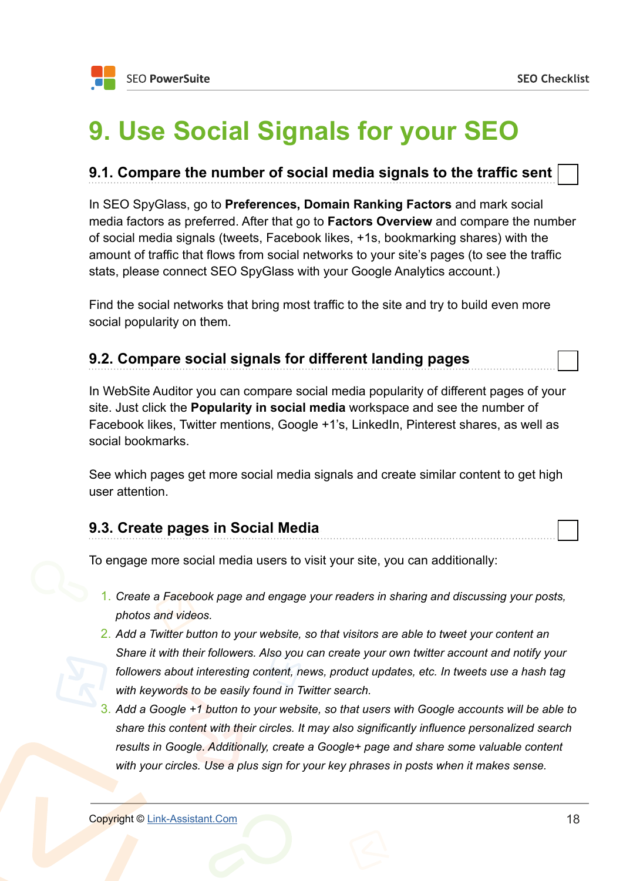# 9. Use Social Signals for your SEO

## 9.1. Compare the number of social media signals to the traffic sent

In SEO SpyGlass, go to **Preferences, Domain Ranking Factors** and mark social media factors as preferred. After that go to **Factors Overview** and compare the number of social media signals (tweets, Facebook likes, +1s, bookmarking shares) with the amount of traffic that flows from social networks to your site's pages (to see the traffic stats, please connect SEO SpyGlass with your Google Analytics account.)

Find the social networks that bring most traffic to the site and try to build even more social popularity on them.

## 9.2. Compare social signals for different landing pages

In WebSite Auditor you can compare social media popularity of different pages of your site. Just click the **Popularity in social media** workspace and see the number of Facebook likes, Twitter mentions, Google +1's, LinkedIn, Pinterest shares, as well as social bookmarks.

See which pages get more social media signals and create similar content to get high user attention.

## 9.3. Create pages in Social Media

To engage more social media users to visit your site, you can additionally:

1. *Create a Facebook page and engage your readers in sharing and discussing your posts, photos and videos.*
2. *Add a Twitter button to your website, so that visitors are able to tweet your content an Share it with their followers. Also you can create your own twitter account and notify your followers about interesting content, news, product updates, etc. In tweets use a hash tag with keywords to be easily found in Twitter search.*
3. *Add a Google +1 button to your website, so that users with Google accounts will be able to share this content with their circles. It may also significantly influence personalized search results in Google. Additionally, create a Google+ page and share some valuable content with your circles. Use a plus sign for your key phrases in posts when it makes sense.*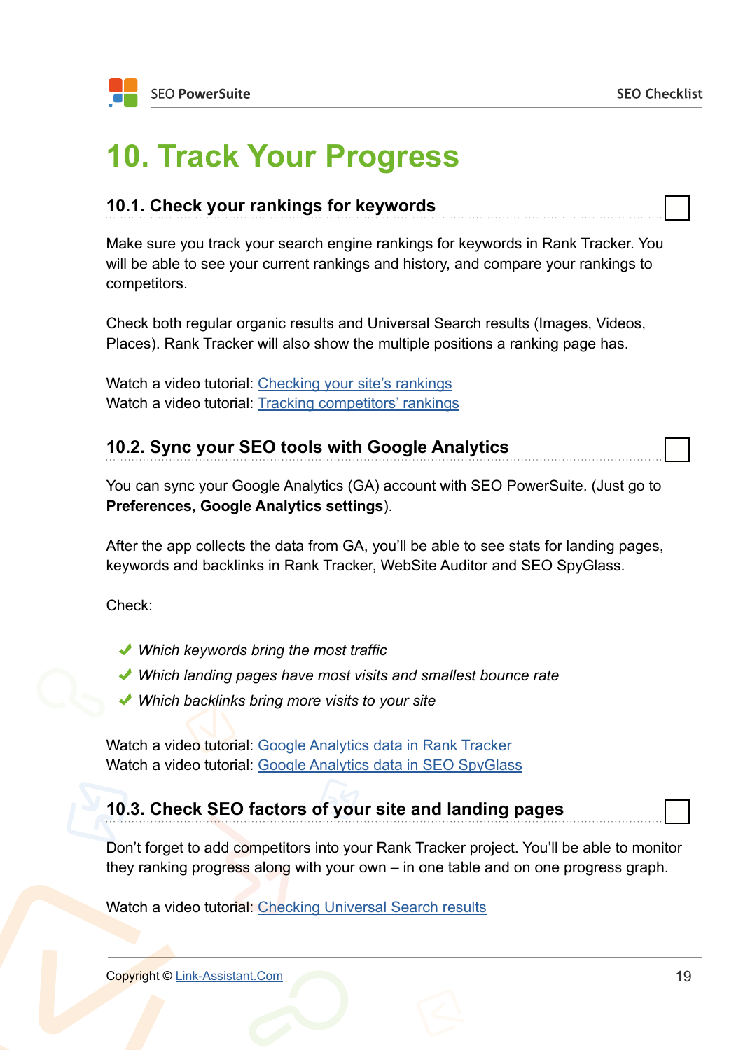# 10. Track Your Progress

## 10.1. Check your rankings for keywords

Make sure you track your search engine rankings for keywords in Rank Tracker. You will be able to see your current rankings and history, and compare your rankings to competitors.

Check both regular organic results and Universal Search results (Images, Videos, Places). Rank Tracker will also show the multiple positions a ranking page has.

Watch a video tutorial: Checking your site's rankings
Watch a video tutorial: Tracking competitors' rankings

## 10.2. Sync your SEO tools with Google Analytics

You can sync your Google Analytics (GA) account with SEO PowerSuite. (Just go to **Preferences, Google Analytics settings**).

After the app collects the data from GA, you'll be able to see stats for landing pages, keywords and backlinks in Rank Tracker, WebSite Auditor and SEO SpyGlass.

Check:

- ✔ *Which keywords bring the most traffic*
- ✔ *Which landing pages have most visits and smallest bounce rate*
- ✔ *Which backlinks bring more visits to your site*

Watch a video tutorial: Google Analytics data in Rank Tracker
Watch a video tutorial: Google Analytics data in SEO SpyGlass

## 10.3. Check SEO factors of your site and landing pages

Don't forget to add competitors into your Rank Tracker project. You'll be able to monitor they ranking progress along with your own – in one table and on one progress graph.

Watch a video tutorial: Checking Universal Search results

Copyright © Link-Assistant.Com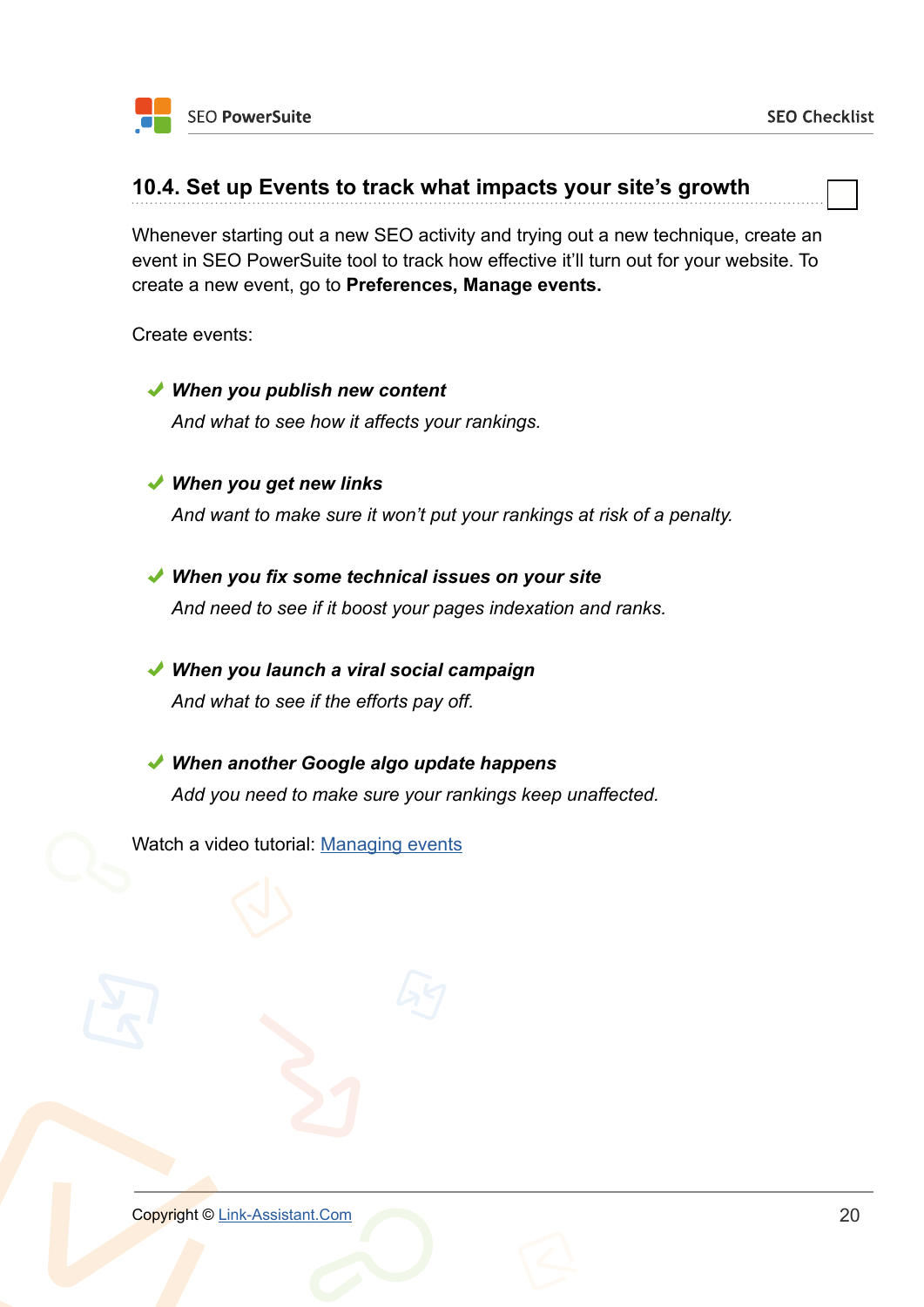## 10.4. Set up Events to track what impacts your site's growth

Whenever starting out a new SEO activity and trying out a new technique, create an event in SEO PowerSuite tool to track how effective it'll turn out for your website. To create a new event, go to **Preferences, Manage events.**

Create events:

- ***When you publish new content***
  *And what to see how it affects your rankings.*

- ***When you get new links***
  *And want to make sure it won't put your rankings at risk of a penalty.*

- ***When you fix some technical issues on your site***
  *And need to see if it boost your pages indexation and ranks.*

- ***When you launch a viral social campaign***
  *And what to see if the efforts pay off.*

- ***When another Google algo update happens***
  *Add you need to make sure your rankings keep unaffected.*

Watch a video tutorial: Managing events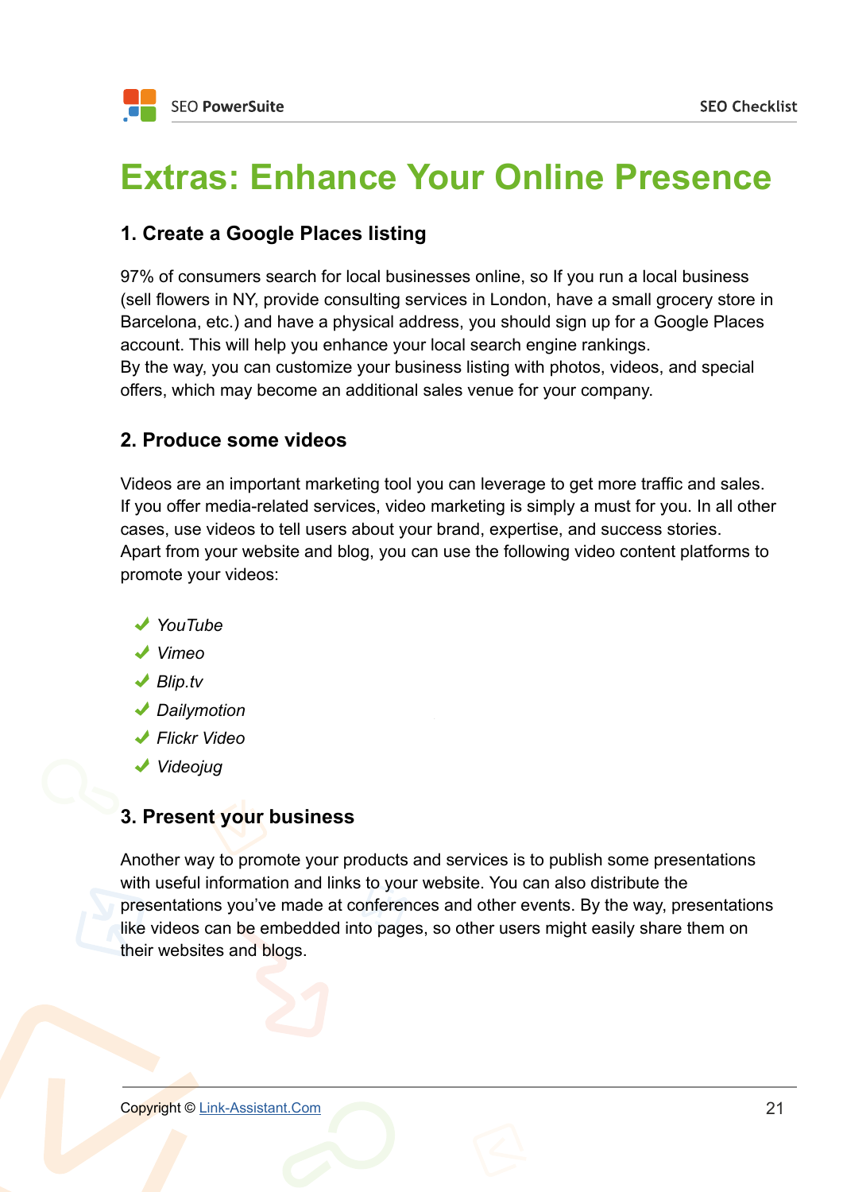# Extras: Enhance Your Online Presence

## 1. Create a Google Places listing

97% of consumers search for local businesses online, so If you run a local business (sell flowers in NY, provide consulting services in London, have a small grocery store in Barcelona, etc.) and have a physical address, you should sign up for a Google Places account. This will help you enhance your local search engine rankings.
By the way, you can customize your business listing with photos, videos, and special offers, which may become an additional sales venue for your company.

## 2. Produce some videos

Videos are an important marketing tool you can leverage to get more traffic and sales. If you offer media-related services, video marketing is simply a must for you. In all other cases, use videos to tell users about your brand, expertise, and success stories.
Apart from your website and blog, you can use the following video content platforms to promote your videos:

- ✔ *YouTube*
- ✔ *Vimeo*
- ✔ *Blip.tv*
- ✔ *Dailymotion*
- ✔ *Flickr Video*
- ✔ *Videojug*

## 3. Present your business

Another way to promote your products and services is to publish some presentations with useful information and links to your website. You can also distribute the presentations you've made at conferences and other events. By the way, presentations like videos can be embedded into pages, so other users might easily share them on their websites and blogs.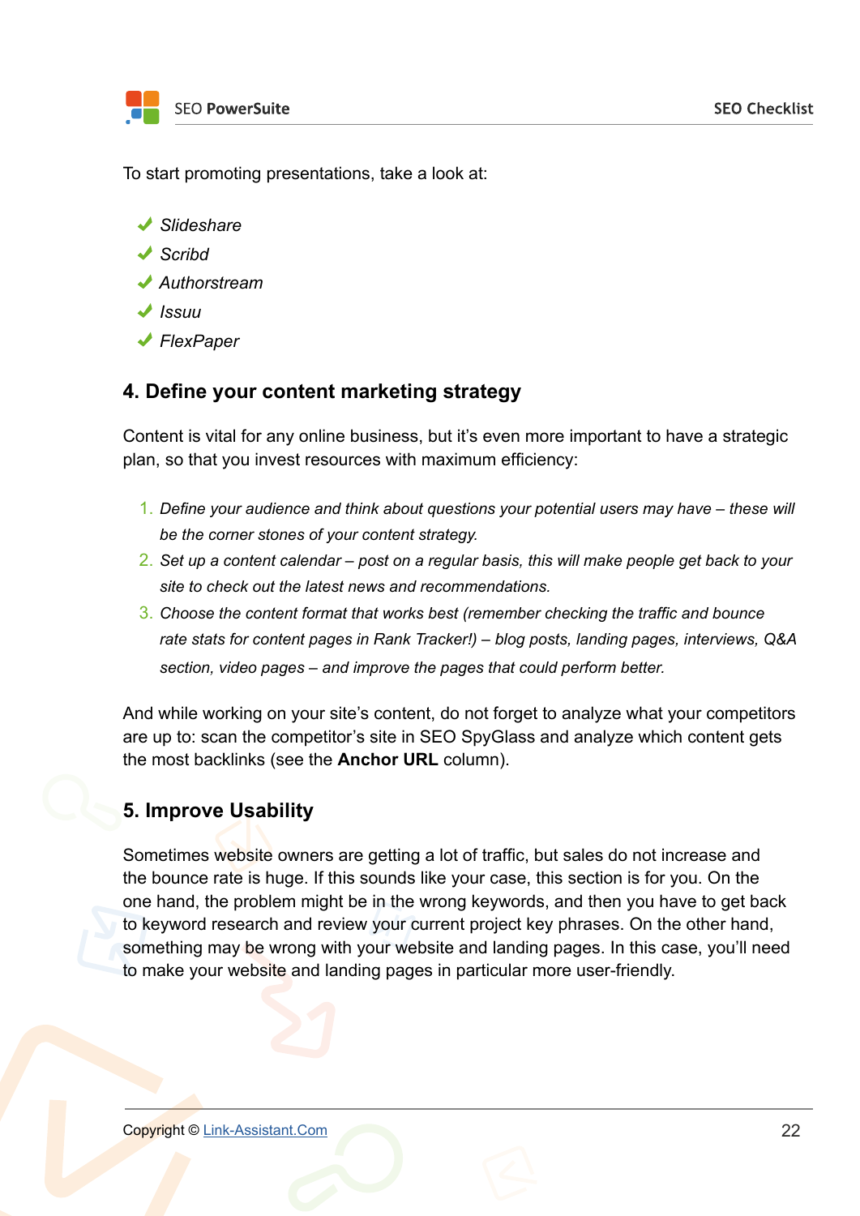To start promoting presentations, take a look at:

- ✔ *Slideshare*
- ✔ *Scribd*
- ✔ *Authorstream*
- ✔ *Issuu*
- ✔ *FlexPaper*

## 4. Define your content marketing strategy

Content is vital for any online business, but it's even more important to have a strategic plan, so that you invest resources with maximum efficiency:

1. *Define your audience and think about questions your potential users may have – these will be the corner stones of your content strategy.*
2. *Set up a content calendar – post on a regular basis, this will make people get back to your site to check out the latest news and recommendations.*
3. *Choose the content format that works best (remember checking the traffic and bounce rate stats for content pages in Rank Tracker!) – blog posts, landing pages, interviews, Q&A section, video pages – and improve the pages that could perform better.*

And while working on your site's content, do not forget to analyze what your competitors are up to: scan the competitor's site in SEO SpyGlass and analyze which content gets the most backlinks (see the **Anchor URL** column).

## 5. Improve Usability

Sometimes website owners are getting a lot of traffic, but sales do not increase and the bounce rate is huge. If this sounds like your case, this section is for you. On the one hand, the problem might be in the wrong keywords, and then you have to get back to keyword research and review your current project key phrases. On the other hand, something may be wrong with your website and landing pages. In this case, you'll need to make your website and landing pages in particular more user-friendly.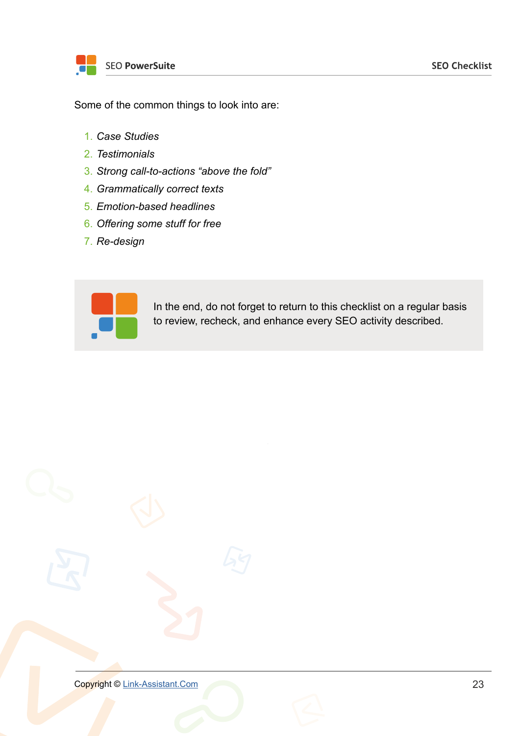Some of the common things to look into are:

1. *Case Studies*
2. *Testimonials*
3. *Strong call-to-actions “above the fold”*
4. *Grammatically correct texts*
5. *Emotion-based headlines*
6. *Offering some stuff for free*
7. *Re-design*

In the end, do not forget to return to this checklist on a regular basis to review, recheck, and enhance every SEO activity described.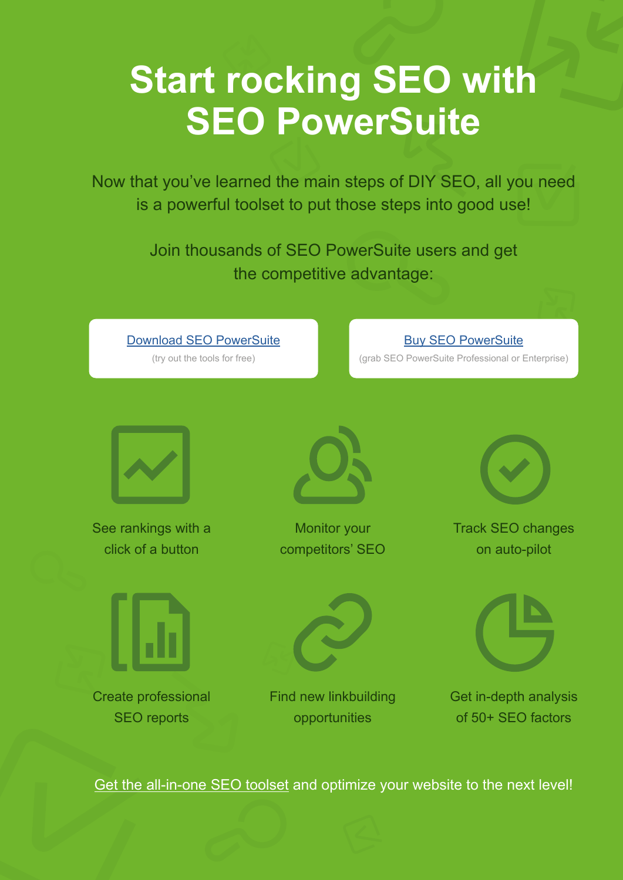# Start rocking SEO with SEO PowerSuite

Now that you've learned the main steps of DIY SEO, all you need is a powerful toolset to put those steps into good use!

Join thousands of SEO PowerSuite users and get the competitive advantage:

Download SEO PowerSuite
(try out the tools for free)

Buy SEO PowerSuite
(grab SEO PowerSuite Professional or Enterprise)

See rankings with a click of a button

Monitor your competitors' SEO

Track SEO changes on auto-pilot

Create professional SEO reports

Find new linkbuilding opportunities

Get in-depth analysis of 50+ SEO factors

Get the all-in-one SEO toolset and optimize your website to the next level!